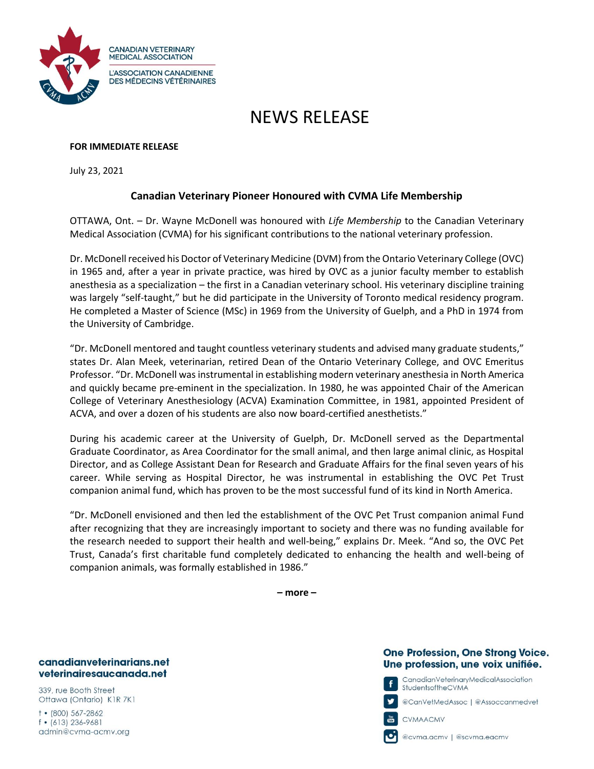CANADIAN VETERINARY MEDICAL ASSOCIATION

L'ASSOCIATION CANADIENNE DES MÉDECINS VÉTÉRINAIRES

# NEWS RELEASE

**FOR IMMEDIATE RELEASE**

July 23, 2021

## Canadian Veterinary Pioneer Honoured with CVMA Life Membership

OTTAWA, Ont. – Dr. Wayne McDonell was honoured with *Life Membership* to the Canadian Veterinary Medical Association (CVMA) for his significant contributions to the national veterinary profession.

Dr. McDonell received his Doctor of Veterinary Medicine (DVM) from the Ontario Veterinary College (OVC) in 1965 and, after a year in private practice, was hired by OVC as a junior faculty member to establish anesthesia as a specialization – the first in a Canadian veterinary school. His veterinary discipline training was largely "self-taught," but he did participate in the University of Toronto medical residency program. He completed a Master of Science (MSc) in 1969 from the University of Guelph, and a PhD in 1974 from the University of Cambridge.

"Dr. McDonell mentored and taught countless veterinary students and advised many graduate students," states Dr. Alan Meek, veterinarian, retired Dean of the Ontario Veterinary College, and OVC Emeritus Professor. "Dr. McDonell was instrumental in establishing modern veterinary anesthesia in North America and quickly became pre-eminent in the specialization. In 1980, he was appointed Chair of the American College of Veterinary Anesthesiology (ACVA) Examination Committee, in 1981, appointed President of ACVA, and over a dozen of his students are also now board-certified anesthetists."

During his academic career at the University of Guelph, Dr. McDonell served as the Departmental Graduate Coordinator, as Area Coordinator for the small animal, and then large animal clinic, as Hospital Director, and as College Assistant Dean for Research and Graduate Affairs for the final seven years of his career. While serving as Hospital Director, he was instrumental in establishing the OVC Pet Trust companion animal fund, which has proven to be the most successful fund of its kind in North America.

"Dr. McDonell envisioned and then led the establishment of the OVC Pet Trust companion animal Fund after recognizing that they are increasingly important to society and there was no funding available for the research needed to support their health and well-being," explains Dr. Meek. "And so, the OVC Pet Trust, Canada's first charitable fund completely dedicated to enhancing the health and well-being of companion animals, was formally established in 1986."

**– more –**

**canadianveterinarians.net**
**veterinairesaucanada.net**

339, rue Booth Street
Ottawa (Ontario) K1R 7K1

t • (800) 567-2862
f • (613) 236-9681
admin@cvma-acmv.org

**One Profession, One Strong Voice.**
**Une profession, une voix unifiée.**

CanadianVeterinaryMedicalAssociation
StudentsoftheCVMA

@CanVetMedAssoc | @Assoccanmedvet

CVMAACMV

@cvma.acmv | @scvma.eacmv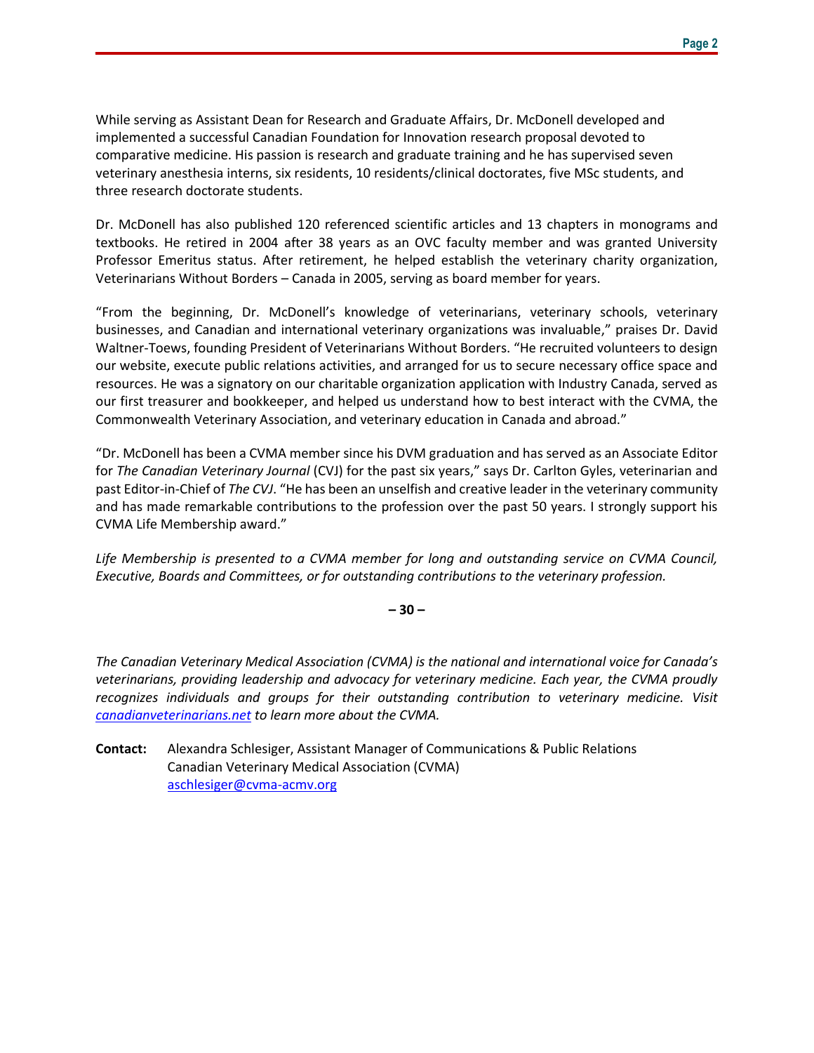While serving as Assistant Dean for Research and Graduate Affairs, Dr. McDonell developed and implemented a successful Canadian Foundation for Innovation research proposal devoted to comparative medicine. His passion is research and graduate training and he has supervised seven veterinary anesthesia interns, six residents, 10 residents/clinical doctorates, five MSc students, and three research doctorate students.

Dr. McDonell has also published 120 referenced scientific articles and 13 chapters in monograms and textbooks. He retired in 2004 after 38 years as an OVC faculty member and was granted University Professor Emeritus status. After retirement, he helped establish the veterinary charity organization, Veterinarians Without Borders – Canada in 2005, serving as board member for years.

"From the beginning, Dr. McDonell's knowledge of veterinarians, veterinary schools, veterinary businesses, and Canadian and international veterinary organizations was invaluable," praises Dr. David Waltner-Toews, founding President of Veterinarians Without Borders. "He recruited volunteers to design our website, execute public relations activities, and arranged for us to secure necessary office space and resources. He was a signatory on our charitable organization application with Industry Canada, served as our first treasurer and bookkeeper, and helped us understand how to best interact with the CVMA, the Commonwealth Veterinary Association, and veterinary education in Canada and abroad."

"Dr. McDonell has been a CVMA member since his DVM graduation and has served as an Associate Editor for *The Canadian Veterinary Journal* (CVJ) for the past six years," says Dr. Carlton Gyles, veterinarian and past Editor-in-Chief of *The CVJ*. "He has been an unselfish and creative leader in the veterinary community and has made remarkable contributions to the profession over the past 50 years. I strongly support his CVMA Life Membership award."

*Life Membership is presented to a CVMA member for long and outstanding service on CVMA Council, Executive, Boards and Committees, or for outstanding contributions to the veterinary profession.*

**– 30 –**

*The Canadian Veterinary Medical Association (CVMA) is the national and international voice for Canada's veterinarians, providing leadership and advocacy for veterinary medicine. Each year, the CVMA proudly recognizes individuals and groups for their outstanding contribution to veterinary medicine. Visit [canadianveterinarians.net](canadianveterinarians.net) to learn more about the CVMA.*

**Contact:** Alexandra Schlesiger, Assistant Manager of Communications & Public Relations
Canadian Veterinary Medical Association (CVMA)
[aschlesiger@cvma-acmv.org](mailto:aschlesiger@cvma-acmv.org)